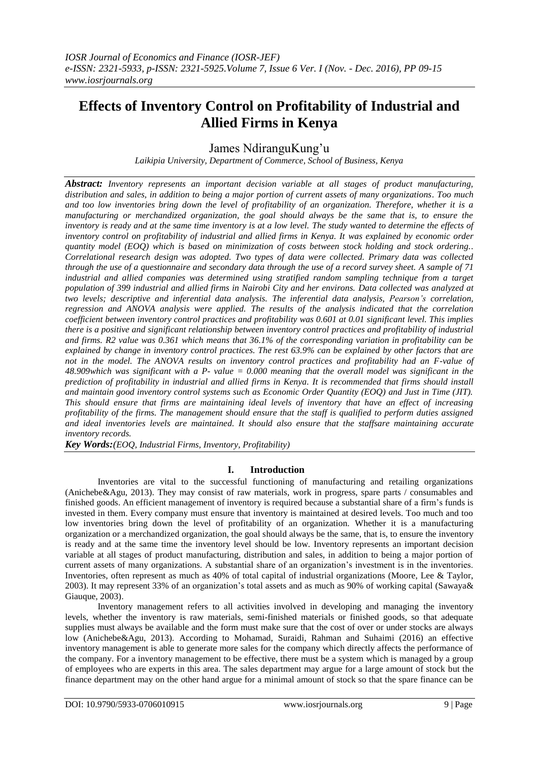# Effects of Inventory Control on Profitability of Industrial and Allied Firms in Kenya

James NdiranguKung'u

*Laikipia University, Department of Commerce, School of Business, Kenya*

***Abstract:*** *Inventory represents an important decision variable at all stages of product manufacturing, distribution and sales, in addition to being a major portion of current assets of many organizations. Too much and too low inventories bring down the level of profitability of an organization. Therefore, whether it is a manufacturing or merchandized organization, the goal should always be the same that is, to ensure the inventory is ready and at the same time inventory is at a low level. The study wanted to determine the effects of inventory control on profitability of industrial and allied firms in Kenya. It was explained by economic order quantity model (EOQ) which is based on minimization of costs between stock holding and stock ordering.. Correlational research design was adopted. Two types of data were collected. Primary data was collected through the use of a questionnaire and secondary data through the use of a record survey sheet. A sample of 71 industrial and allied companies was determined using stratified random sampling technique from a target population of 399 industrial and allied firms in Nairobi City and her environs. Data collected was analyzed at two levels; descriptive and inferential data analysis. The inferential data analysis, Pearson's correlation, regression and ANOVA analysis were applied. The results of the analysis indicated that the correlation coefficient between inventory control practices and profitability was 0.601 at 0.01 significant level. This implies there is a positive and significant relationship between inventory control practices and profitability of industrial and firms. R2 value was 0.361 which means that 36.1% of the corresponding variation in profitability can be explained by change in inventory control practices. The rest 63.9% can be explained by other factors that are not in the model. The ANOVA results on inventory control practices and profitability had an F-value of 48.909which was significant with a P- value = 0.000 meaning that the overall model was significant in the prediction of profitability in industrial and allied firms in Kenya. It is recommended that firms should install and maintain good inventory control systems such as Economic Order Quantity (EOQ) and Just in Time (JIT). This should ensure that firms are maintaining ideal levels of inventory that have an effect of increasing profitability of the firms. The management should ensure that the staff is qualified to perform duties assigned and ideal inventories levels are maintained. It should also ensure that the staffsare maintaining accurate inventory records.*

***Key Words:****(EOQ, Industrial Firms, Inventory, Profitability)*

## I. Introduction

Inventories are vital to the successful functioning of manufacturing and retailing organizations (Anichebe&Agu, 2013). They may consist of raw materials, work in progress, spare parts / consumables and finished goods. An efficient management of inventory is required because a substantial share of a firm's funds is invested in them. Every company must ensure that inventory is maintained at desired levels. Too much and too low inventories bring down the level of profitability of an organization. Whether it is a manufacturing organization or a merchandized organization, the goal should always be the same, that is, to ensure the inventory is ready and at the same time the inventory level should be low. Inventory represents an important decision variable at all stages of product manufacturing, distribution and sales, in addition to being a major portion of current assets of many organizations. A substantial share of an organization's investment is in the inventories. Inventories, often represent as much as 40% of total capital of industrial organizations (Moore, Lee & Taylor, 2003). It may represent 33% of an organization's total assets and as much as 90% of working capital (Sawaya& Giauque, 2003).

Inventory management refers to all activities involved in developing and managing the inventory levels, whether the inventory is raw materials, semi-finished materials or finished goods, so that adequate supplies must always be available and the form must make sure that the cost of over or under stocks are always low (Anichebe&Agu, 2013). According to Mohamad, Suraidi, Rahman and Suhaimi (2016) an effective inventory management is able to generate more sales for the company which directly affects the performance of the company. For a inventory management to be effective, there must be a system which is managed by a group of employees who are experts in this area. The sales department may argue for a large amount of stock but the finance department may on the other hand argue for a minimal amount of stock so that the spare finance can be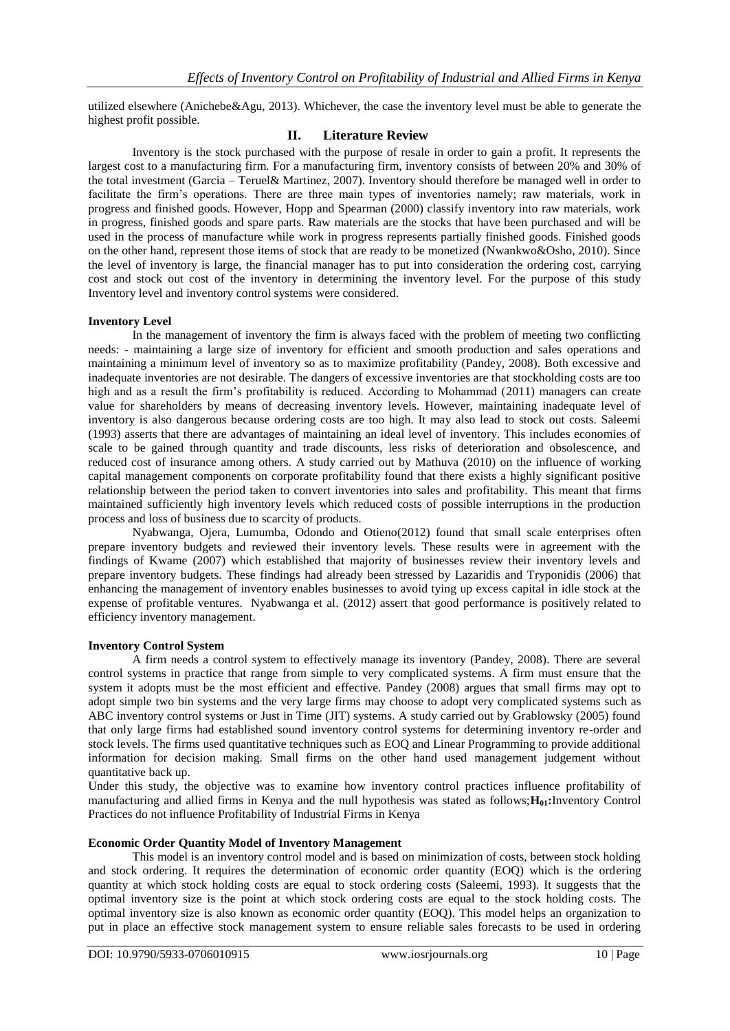utilized elsewhere (Anichebe&Agu, 2013). Whichever, the case the inventory level must be able to generate the highest profit possible.

## II. Literature Review

Inventory is the stock purchased with the purpose of resale in order to gain a profit. It represents the largest cost to a manufacturing firm. For a manufacturing firm, inventory consists of between 20% and 30% of the total investment (Garcia – Teruel& Martinez, 2007). Inventory should therefore be managed well in order to facilitate the firm's operations. There are three main types of inventories namely; raw materials, work in progress and finished goods. However, Hopp and Spearman (2000) classify inventory into raw materials, work in progress, finished goods and spare parts. Raw materials are the stocks that have been purchased and will be used in the process of manufacture while work in progress represents partially finished goods. Finished goods on the other hand, represent those items of stock that are ready to be monetized (Nwankwo&Osho, 2010). Since the level of inventory is large, the financial manager has to put into consideration the ordering cost, carrying cost and stock out cost of the inventory in determining the inventory level. For the purpose of this study Inventory level and inventory control systems were considered.

### Inventory Level

In the management of inventory the firm is always faced with the problem of meeting two conflicting needs: - maintaining a large size of inventory for efficient and smooth production and sales operations and maintaining a minimum level of inventory so as to maximize profitability (Pandey, 2008). Both excessive and inadequate inventories are not desirable. The dangers of excessive inventories are that stockholding costs are too high and as a result the firm's profitability is reduced. According to Mohammad (2011) managers can create value for shareholders by means of decreasing inventory levels. However, maintaining inadequate level of inventory is also dangerous because ordering costs are too high. It may also lead to stock out costs. Saleemi (1993) asserts that there are advantages of maintaining an ideal level of inventory. This includes economies of scale to be gained through quantity and trade discounts, less risks of deterioration and obsolescence, and reduced cost of insurance among others. A study carried out by Mathuva (2010) on the influence of working capital management components on corporate profitability found that there exists a highly significant positive relationship between the period taken to convert inventories into sales and profitability. This meant that firms maintained sufficiently high inventory levels which reduced costs of possible interruptions in the production process and loss of business due to scarcity of products.

Nyabwanga, Ojera, Lumumba, Odondo and Otieno(2012) found that small scale enterprises often prepare inventory budgets and reviewed their inventory levels. These results were in agreement with the findings of Kwame (2007) which established that majority of businesses review their inventory levels and prepare inventory budgets. These findings had already been stressed by Lazaridis and Tryponidis (2006) that enhancing the management of inventory enables businesses to avoid tying up excess capital in idle stock at the expense of profitable ventures. Nyabwanga et al. (2012) assert that good performance is positively related to efficiency inventory management.

### Inventory Control System

A firm needs a control system to effectively manage its inventory (Pandey, 2008). There are several control systems in practice that range from simple to very complicated systems. A firm must ensure that the system it adopts must be the most efficient and effective. Pandey (2008) argues that small firms may opt to adopt simple two bin systems and the very large firms may choose to adopt very complicated systems such as ABC inventory control systems or Just in Time (JIT) systems. A study carried out by Grablowsky (2005) found that only large firms had established sound inventory control systems for determining inventory re-order and stock levels. The firms used quantitative techniques such as EOQ and Linear Programming to provide additional information for decision making. Small firms on the other hand used management judgement without quantitative back up.

Under this study, the objective was to examine how inventory control practices influence profitability of manufacturing and allied firms in Kenya and the null hypothesis was stated as follows;**$H_{01}$:**Inventory Control Practices do not influence Profitability of Industrial Firms in Kenya

### Economic Order Quantity Model of Inventory Management

This model is an inventory control model and is based on minimization of costs, between stock holding and stock ordering. It requires the determination of economic order quantity (EOQ) which is the ordering quantity at which stock holding costs are equal to stock ordering costs (Saleemi, 1993). It suggests that the optimal inventory size is the point at which stock ordering costs are equal to the stock holding costs. The optimal inventory size is also known as economic order quantity (EOQ). This model helps an organization to put in place an effective stock management system to ensure reliable sales forecasts to be used in ordering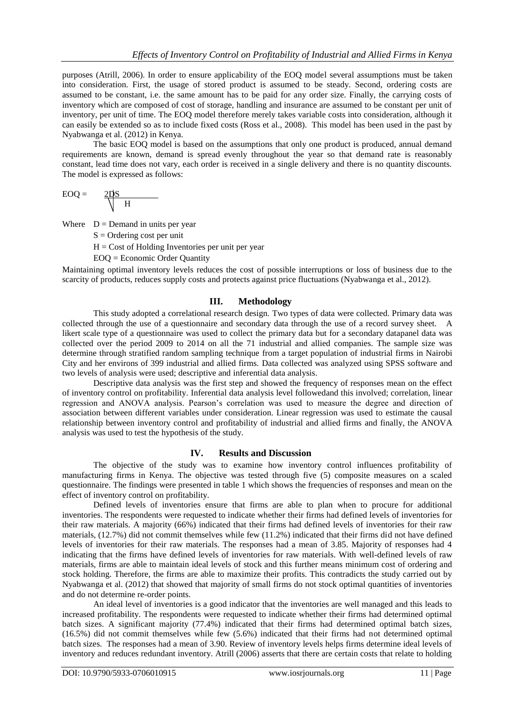purposes (Atrill, 2006). In order to ensure applicability of the EOQ model several assumptions must be taken into consideration. First, the usage of stored product is assumed to be steady. Second, ordering costs are assumed to be constant, i.e. the same amount has to be paid for any order size. Finally, the carrying costs of inventory which are composed of cost of storage, handling and insurance are assumed to be constant per unit of inventory, per unit of time. The EOQ model therefore merely takes variable costs into consideration, although it can easily be extended so as to include fixed costs (Ross et al., 2008). This model has been used in the past by Nyabwanga et al. (2012) in Kenya.

The basic EOQ model is based on the assumptions that only one product is produced, annual demand requirements are known, demand is spread evenly throughout the year so that demand rate is reasonably constant, lead time does not vary, each order is received in a single delivery and there is no quantity discounts. The model is expressed as follows:

$$EOQ = \sqrt{\frac{2DS}{H}}$$

Where $D$ = Demand in units per year

$S$ = Ordering cost per unit

$H$ = Cost of Holding Inventories per unit per year

EOQ = Economic Order Quantity

Maintaining optimal inventory levels reduces the cost of possible interruptions or loss of business due to the scarcity of products, reduces supply costs and protects against price fluctuations (Nyabwanga et al., 2012).

## III. Methodology

This study adopted a correlational research design. Two types of data were collected. Primary data was collected through the use of a questionnaire and secondary data through the use of a record survey sheet. A likert scale type of a questionnaire was used to collect the primary data but for a secondary datapanel data was collected over the period 2009 to 2014 on all the 71 industrial and allied companies. The sample size was determine through stratified random sampling technique from a target population of industrial firms in Nairobi City and her environs of 399 industrial and allied firms. Data collected was analyzed using SPSS software and two levels of analysis were used; descriptive and inferential data analysis.

Descriptive data analysis was the first step and showed the frequency of responses mean on the effect of inventory control on profitability. Inferential data analysis level followedand this involved; correlation, linear regression and ANOVA analysis. Pearson's correlation was used to measure the degree and direction of association between different variables under consideration. Linear regression was used to estimate the causal relationship between inventory control and profitability of industrial and allied firms and finally, the ANOVA analysis was used to test the hypothesis of the study.

## IV. Results and Discussion

The objective of the study was to examine how inventory control influences profitability of manufacturing firms in Kenya. The objective was tested through five (5) composite measures on a scaled questionnaire. The findings were presented in table 1 which shows the frequencies of responses and mean on the effect of inventory control on profitability.

Defined levels of inventories ensure that firms are able to plan when to procure for additional inventories. The respondents were requested to indicate whether their firms had defined levels of inventories for their raw materials. A majority (66%) indicated that their firms had defined levels of inventories for their raw materials, (12.7%) did not commit themselves while few (11.2%) indicated that their firms did not have defined levels of inventories for their raw materials. The responses had a mean of 3.85. Majority of responses had 4 indicating that the firms have defined levels of inventories for raw materials. With well-defined levels of raw materials, firms are able to maintain ideal levels of stock and this further means minimum cost of ordering and stock holding. Therefore, the firms are able to maximize their profits. This contradicts the study carried out by Nyabwanga et al. (2012) that showed that majority of small firms do not stock optimal quantities of inventories and do not determine re-order points.

An ideal level of inventories is a good indicator that the inventories are well managed and this leads to increased profitability. The respondents were requested to indicate whether their firms had determined optimal batch sizes. A significant majority (77.4%) indicated that their firms had determined optimal batch sizes, (16.5%) did not commit themselves while few (5.6%) indicated that their firms had not determined optimal batch sizes. The responses had a mean of 3.90. Review of inventory levels helps firms determine ideal levels of inventory and reduces redundant inventory. Atrill (2006) asserts that there are certain costs that relate to holding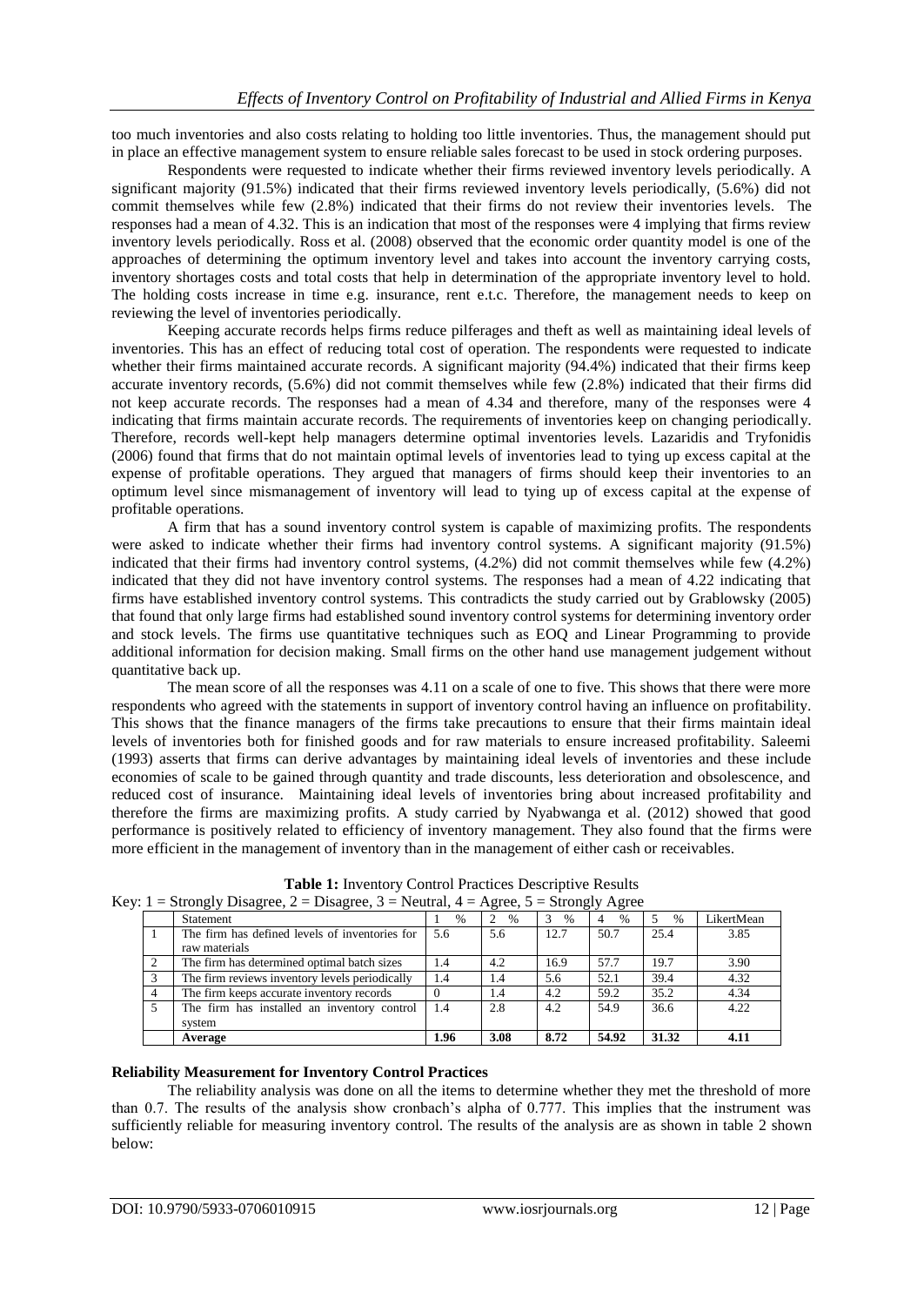too much inventories and also costs relating to holding too little inventories. Thus, the management should put in place an effective management system to ensure reliable sales forecast to be used in stock ordering purposes.

Respondents were requested to indicate whether their firms reviewed inventory levels periodically. A significant majority (91.5%) indicated that their firms reviewed inventory levels periodically, (5.6%) did not commit themselves while few (2.8%) indicated that their firms do not review their inventories levels. The responses had a mean of 4.32. This is an indication that most of the responses were 4 implying that firms review inventory levels periodically. Ross et al. (2008) observed that the economic order quantity model is one of the approaches of determining the optimum inventory level and takes into account the inventory carrying costs, inventory shortages costs and total costs that help in determination of the appropriate inventory level to hold. The holding costs increase in time e.g. insurance, rent e.t.c. Therefore, the management needs to keep on reviewing the level of inventories periodically.

Keeping accurate records helps firms reduce pilferages and theft as well as maintaining ideal levels of inventories. This has an effect of reducing total cost of operation. The respondents were requested to indicate whether their firms maintained accurate records. A significant majority (94.4%) indicated that their firms keep accurate inventory records, (5.6%) did not commit themselves while few (2.8%) indicated that their firms did not keep accurate records. The responses had a mean of 4.34 and therefore, many of the responses were 4 indicating that firms maintain accurate records. The requirements of inventories keep on changing periodically. Therefore, records well-kept help managers determine optimal inventories levels. Lazaridis and Tryfonidis (2006) found that firms that do not maintain optimal levels of inventories lead to tying up excess capital at the expense of profitable operations. They argued that managers of firms should keep their inventories to an optimum level since mismanagement of inventory will lead to tying up of excess capital at the expense of profitable operations.

A firm that has a sound inventory control system is capable of maximizing profits. The respondents were asked to indicate whether their firms had inventory control systems. A significant majority (91.5%) indicated that their firms had inventory control systems, (4.2%) did not commit themselves while few (4.2%) indicated that they did not have inventory control systems. The responses had a mean of 4.22 indicating that firms have established inventory control systems. This contradicts the study carried out by Grablowsky (2005) that found that only large firms had established sound inventory control systems for determining inventory order and stock levels. The firms use quantitative techniques such as EOQ and Linear Programming to provide additional information for decision making. Small firms on the other hand use management judgement without quantitative back up.

The mean score of all the responses was 4.11 on a scale of one to five. This shows that there were more respondents who agreed with the statements in support of inventory control having an influence on profitability. This shows that the finance managers of the firms take precautions to ensure that their firms maintain ideal levels of inventories both for finished goods and for raw materials to ensure increased profitability. Saleemi (1993) asserts that firms can derive advantages by maintaining ideal levels of inventories and these include economies of scale to be gained through quantity and trade discounts, less deterioration and obsolescence, and reduced cost of insurance. Maintaining ideal levels of inventories bring about increased profitability and therefore the firms are maximizing profits. A study carried by Nyabwanga et al. (2012) showed that good performance is positively related to efficiency of inventory management. They also found that the firms were more efficient in the management of inventory than in the management of either cash or receivables.

**Table 1:** Inventory Control Practices Descriptive Results

Key: 1 = Strongly Disagree, 2 = Disagree, 3 = Neutral, 4 = Agree, 5 = Strongly Agree

| | Statement | 1 % | 2 % | 3 % | 4 % | 5 % | LikertMean |
|---|---|---|---|---|---|---|---|
| 1 | The firm has defined levels of inventories for raw materials | 5.6 | 5.6 | 12.7 | 50.7 | 25.4 | 3.85 |
| 2 | The firm has determined optimal batch sizes | 1.4 | 4.2 | 16.9 | 57.7 | 19.7 | 3.90 |
| 3 | The firm reviews inventory levels periodically | 1.4 | 1.4 | 5.6 | 52.1 | 39.4 | 4.32 |
| 4 | The firm keeps accurate inventory records | 0 | 1.4 | 4.2 | 59.2 | 35.2 | 4.34 |
| 5 | The firm has installed an inventory control system | 1.4 | 2.8 | 4.2 | 54.9 | 36.6 | 4.22 |
| | **Average** | **1.96** | **3.08** | **8.72** | **54.92** | **31.32** | **4.11** |

**Reliability Measurement for Inventory Control Practices**

The reliability analysis was done on all the items to determine whether they met the threshold of more than 0.7. The results of the analysis show cronbach's alpha of 0.777. This implies that the instrument was sufficiently reliable for measuring inventory control. The results of the analysis are as shown in table 2 shown below: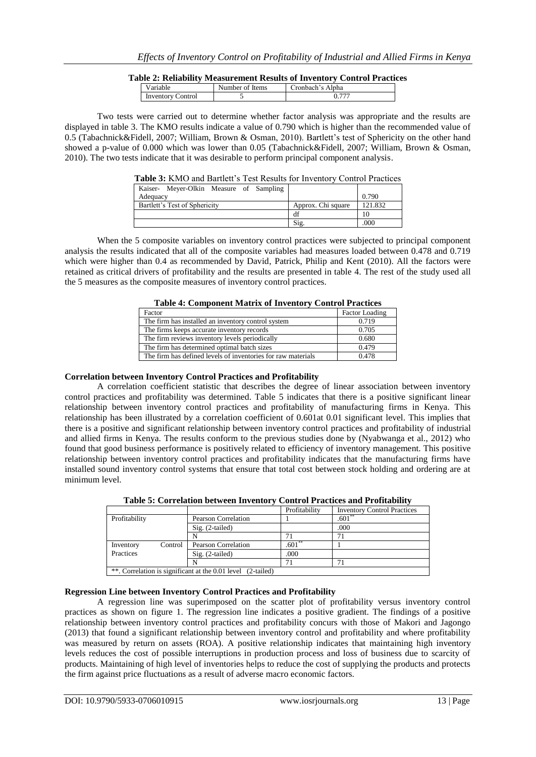**Table 2: Reliability Measurement Results of Inventory Control Practices**

| Variable | Number of Items | Cronbach's Alpha |
|---|---|---|
| Inventory Control | 5 | 0.777 |

Two tests were carried out to determine whether factor analysis was appropriate and the results are displayed in table 3. The KMO results indicate a value of 0.790 which is higher than the recommended value of 0.5 (Tabachnick&Fidell, 2007; William, Brown & Osman, 2010). Bartlett's test of Sphericity on the other hand showed a p-value of 0.000 which was lower than 0.05 (Tabachnick&Fidell, 2007; William, Brown & Osman, 2010). The two tests indicate that it was desirable to perform principal component analysis.

**Table 3:** KMO and Bartlett's Test Results for Inventory Control Practices

| | | |
|---|---|---|
| Kaiser- Meyer-Olkin Measure of Sampling Adequacy | | 0.790 |
| Bartlett's Test of Sphericity | Approx. Chi square | 121.832 |
| | df | 10 |
| | Sig. | .000 |

When the 5 composite variables on inventory control practices were subjected to principal component analysis the results indicated that all of the composite variables had measures loaded between 0.478 and 0.719 which were higher than 0.4 as recommended by David, Patrick, Philip and Kent (2010). All the factors were retained as critical drivers of profitability and the results are presented in table 4. The rest of the study used all the 5 measures as the composite measures of inventory control practices.

**Table 4: Component Matrix of Inventory Control Practices**

| Factor | Factor Loading |
|---|---|
| The firm has installed an inventory control system | 0.719 |
| The firms keeps accurate inventory records | 0.705 |
| The firm reviews inventory levels periodically | 0.680 |
| The firm has determined optimal batch sizes | 0.479 |
| The firm has defined levels of inventories for raw materials | 0.478 |

### Correlation between Inventory Control Practices and Profitability

A correlation coefficient statistic that describes the degree of linear association between inventory control practices and profitability was determined. Table 5 indicates that there is a positive significant linear relationship between inventory control practices and profitability of manufacturing firms in Kenya. This relationship has been illustrated by a correlation coefficient of 0.601at 0.01 significant level. This implies that there is a positive and significant relationship between inventory control practices and profitability of industrial and allied firms in Kenya. The results conform to the previous studies done by (Nyabwanga et al., 2012) who found that good business performance is positively related to efficiency of inventory management. This positive relationship between inventory control practices and profitability indicates that the manufacturing firms have installed sound inventory control systems that ensure that total cost between stock holding and ordering are at minimum level.

**Table 5: Correlation between Inventory Control Practices and Profitability**

| | | Profitability | Inventory Control Practices |
|---|---|---|---|
| Profitability | Pearson Correlation | 1 | .601** |
| | Sig. (2-tailed) | | .000 |
| | N | 71 | 71 |
| Inventory Control Practices | Pearson Correlation | .601** | 1 |
| | Sig. (2-tailed) | .000 | |
| | N | 71 | 71 |
| **. Correlation is significant at the 0.01 level (2-tailed) | | | |

### Regression Line between Inventory Control Practices and Profitability

A regression line was superimposed on the scatter plot of profitability versus inventory control practices as shown on figure 1. The regression line indicates a positive gradient. The findings of a positive relationship between inventory control practices and profitability concurs with those of Makori and Jagongo (2013) that found a significant relationship between inventory control and profitability and where profitability was measured by return on assets (ROA). A positive relationship indicates that maintaining high inventory levels reduces the cost of possible interruptions in production process and loss of business due to scarcity of products. Maintaining of high level of inventories helps to reduce the cost of supplying the products and protects the firm against price fluctuations as a result of adverse macro economic factors.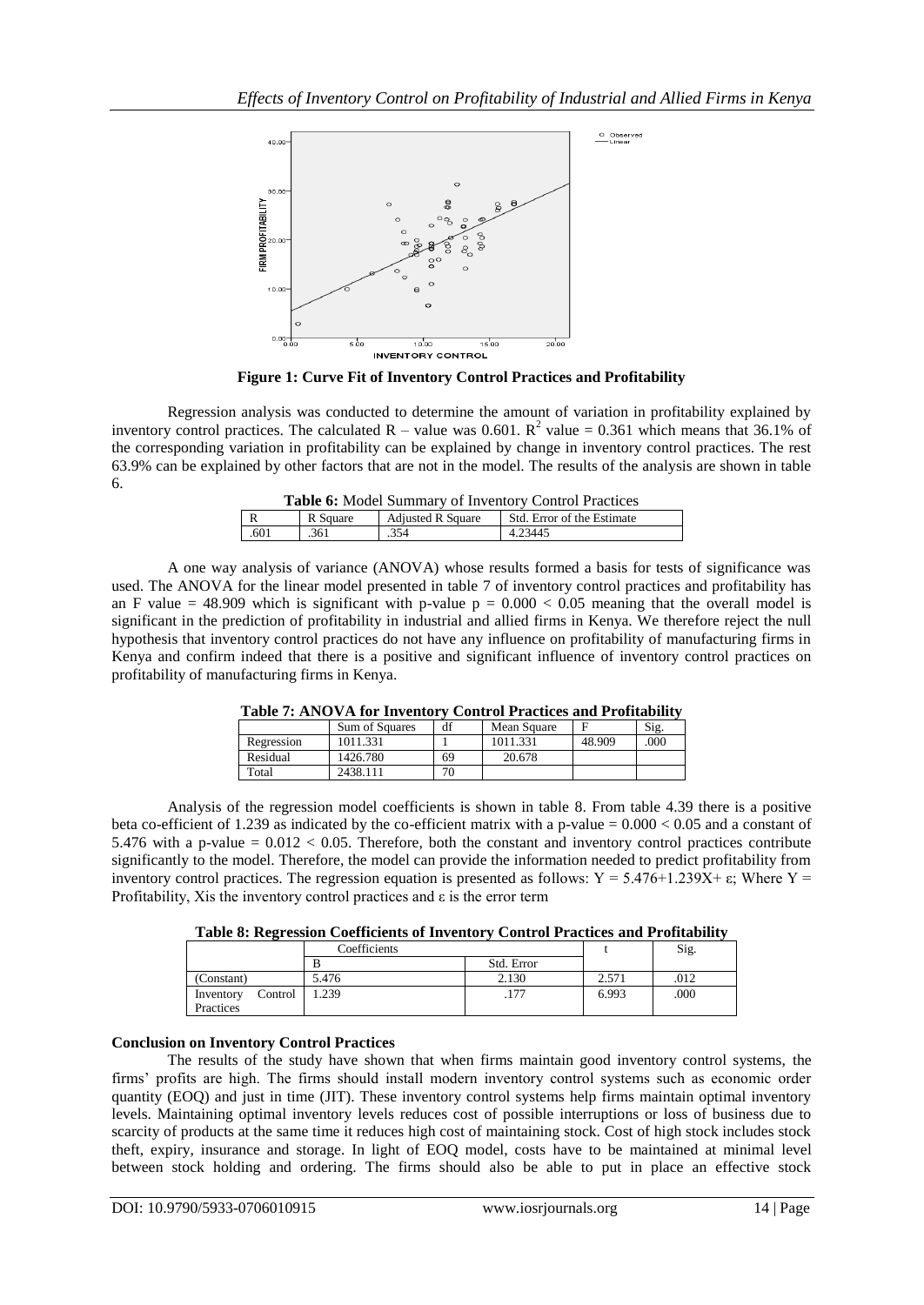**Figure 1: Curve Fit of Inventory Control Practices and Profitability**

Regression analysis was conducted to determine the amount of variation in profitability explained by inventory control practices. The calculated R – value was 0.601. $R^2$ value = 0.361 which means that 36.1% of the corresponding variation in profitability can be explained by change in inventory control practices. The rest 63.9% can be explained by other factors that are not in the model. The results of the analysis are shown in table 6.

**Table 6:** Model Summary of Inventory Control Practices

| R | R Square | Adjusted R Square | Std. Error of the Estimate |
|---|---|---|---|
| .601 | .361 | .354 | 4.23445 |

A one way analysis of variance (ANOVA) whose results formed a basis for tests of significance was used. The ANOVA for the linear model presented in table 7 of inventory control practices and profitability has an F value = 48.909 which is significant with p-value $p = 0.000 < 0.05$ meaning that the overall model is significant in the prediction of profitability in industrial and allied firms in Kenya. We therefore reject the null hypothesis that inventory control practices do not have any influence on profitability of manufacturing firms in Kenya and confirm indeed that there is a positive and significant influence of inventory control practices on profitability of manufacturing firms in Kenya.

**Table 7: ANOVA for Inventory Control Practices and Profitability**

| | Sum of Squares | df | Mean Square | F | Sig. |
|---|---|---|---|---|---|
| Regression | 1011.331 | 1 | 1011.331 | 48.909 | .000 |
| Residual | 1426.780 | 69 | 20.678 | | |
| Total | 2438.111 | 70 | | | |

Analysis of the regression model coefficients is shown in table 8. From table 4.39 there is a positive beta co-efficient of 1.239 as indicated by the co-efficient matrix with a p-value = $0.000 < 0.05$ and a constant of 5.476 with a p-value = $0.012 < 0.05$. Therefore, both the constant and inventory control practices contribute significantly to the model. Therefore, the model can provide the information needed to predict profitability from inventory control practices. The regression equation is presented as follows: $Y = 5.476+1.239X+ \varepsilon$; Where Y = Profitability, Xis the inventory control practices and $\varepsilon$ is the error term

**Table 8: Regression Coefficients of Inventory Control Practices and Profitability**

| | Coefficients | | t | Sig. |
|---|---|---|---|---|
| | B | Std. Error | | |
| (Constant) | 5.476 | 2.130 | 2.571 | .012 |
| Inventory Control Practices | 1.239 | .177 | 6.993 | .000 |

**Conclusion on Inventory Control Practices**

The results of the study have shown that when firms maintain good inventory control systems, the firms' profits are high. The firms should install modern inventory control systems such as economic order quantity (EOQ) and just in time (JIT). These inventory control systems help firms maintain optimal inventory levels. Maintaining optimal inventory levels reduces cost of possible interruptions or loss of business due to scarcity of products at the same time it reduces high cost of maintaining stock. Cost of high stock includes stock theft, expiry, insurance and storage. In light of EOQ model, costs have to be maintained at minimal level between stock holding and ordering. The firms should also be able to put in place an effective stock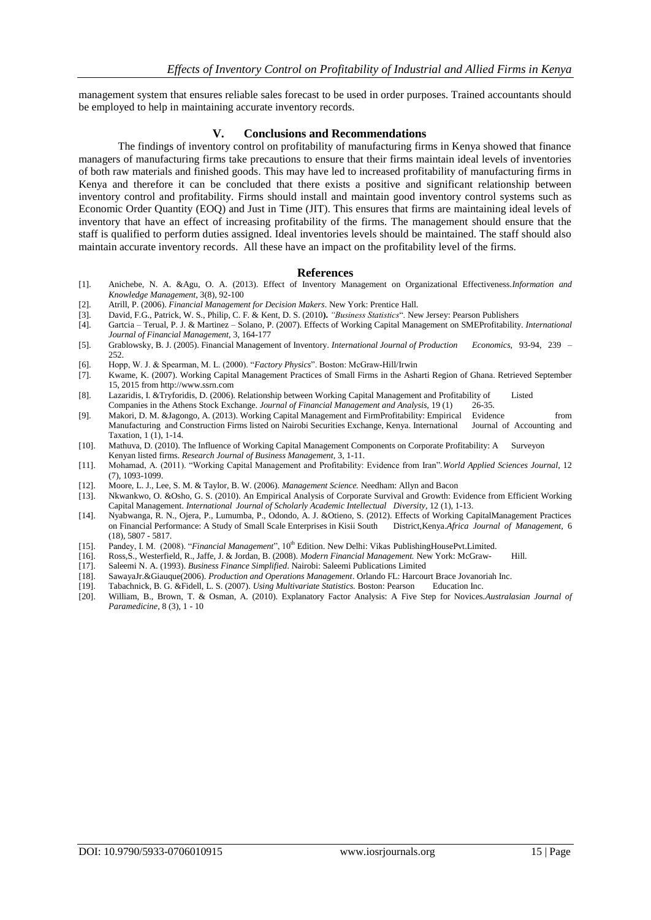management system that ensures reliable sales forecast to be used in order purposes. Trained accountants should be employed to help in maintaining accurate inventory records.

## V. Conclusions and Recommendations

The findings of inventory control on profitability of manufacturing firms in Kenya showed that finance managers of manufacturing firms take precautions to ensure that their firms maintain ideal levels of inventories of both raw materials and finished goods. This may have led to increased profitability of manufacturing firms in Kenya and therefore it can be concluded that there exists a positive and significant relationship between inventory control and profitability. Firms should install and maintain good inventory control systems such as Economic Order Quantity (EOQ) and Just in Time (JIT). This ensures that firms are maintaining ideal levels of inventory that have an effect of increasing profitability of the firms. The management should ensure that the staff is qualified to perform duties assigned. Ideal inventories levels should be maintained. The staff should also maintain accurate inventory records. All these have an impact on the profitability level of the firms.

## References

[1]. Anichebe, N. A. &Agu, O. A. (2013). Effect of Inventory Management on Organizational Effectiveness.*Information and Knowledge Management*, 3(8), 92-100

[2]. Atrill, P. (2006). *Financial Management for Decision Makers*. New York: Prentice Hall.

[3]. David, F.G., Patrick, W. S., Philip, C. F. & Kent, D. S. (2010). *"Business Statistics*". New Jersey: Pearson Publishers

[4]. Gartcia – Terual, P. J. & Martinez – Solano, P. (2007). Effects of Working Capital Management on SMEProfitability. *International Journal of Financial Management*, 3, 164-177

[5]. Grablowsky, B. J. (2005). Financial Management of Inventory. *International Journal of Production Economics*, 93-94, 239 – 252.

[6]. Hopp, W. J. & Spearman, M. L. (2000). "*Factory Physics*". Boston: McGraw-Hill/Irwin

[7]. Kwame, K. (2007). Working Capital Management Practices of Small Firms in the Asharti Region of Ghana. Retrieved September 15, 2015 from http://www.ssrn.com

[8]. Lazaridis, I. &Tryforidis, D. (2006). Relationship between Working Capital Management and Profitability of Listed Companies in the Athens Stock Exchange. *Journal of Financial Management and Analysis*, 19 (1) 26-35.

[9]. Makori, D. M. &Jagongo, A. (2013). Working Capital Management and FirmProfitability: Empirical Evidence from Manufacturing and Construction Firms listed on Nairobi Securities Exchange, Kenya. International Journal of Accounting and Taxation, 1 (1), 1-14.

[10]. Mathuva, D. (2010). The Influence of Working Capital Management Components on Corporate Profitability: A Surveyon Kenyan listed firms. *Research Journal of Business Management*, 3, 1-11.

[11]. Mohamad, A. (2011). "Working Capital Management and Profitability: Evidence from Iran".*World Applied Sciences Journal*, 12 (7), 1093-1099.

[12]. Moore, L. J., Lee, S. M. & Taylor, B. W. (2006). *Management Science.* Needham: Allyn and Bacon

[13]. Nkwankwo, O. &Osho, G. S. (2010). An Empirical Analysis of Corporate Survival and Growth: Evidence from Efficient Working Capital Management. *International Journal of Scholarly Academic Intellectual Diversity*, 12 (1), 1-13.

[14]. Nyabwanga, R. N., Ojera, P., Lumumba, P., Odondo, A. J. &Otieno, S. (2012). Effects of Working CapitalManagement Practices on Financial Performance: A Study of Small Scale Enterprises in Kisii South District,Kenya.*Africa Journal of Management*, 6 (18), 5807 - 5817.

[15]. Pandey, I. M. (2008). "*Financial Management*", 10th Edition. New Delhi: Vikas PublishingHousePvt.Limited.

[16]. Ross,S., Westerfield, R., Jaffe, J. & Jordan, B. (2008). *Modern Financial Management.* New York: McGraw- Hill.

[17]. Saleemi N. A. (1993). *Business Finance Simplified*. Nairobi: Saleemi Publications Limited

[18]. SawayaJr.&Giauque(2006). *Production and Operations Management*. Orlando FL: Harcourt Brace Jovanoriah Inc.

[19]. Tabachnick, B. G. &Fidell, L. S. (2007). *Using Multivariate Statistics.* Boston: Pearson Education Inc.

[20]. William, B., Brown, T. & Osman, A. (2010). Explanatory Factor Analysis: A Five Step for Novices.*Australasian Journal of Paramedicine*, 8 (3), 1 - 10